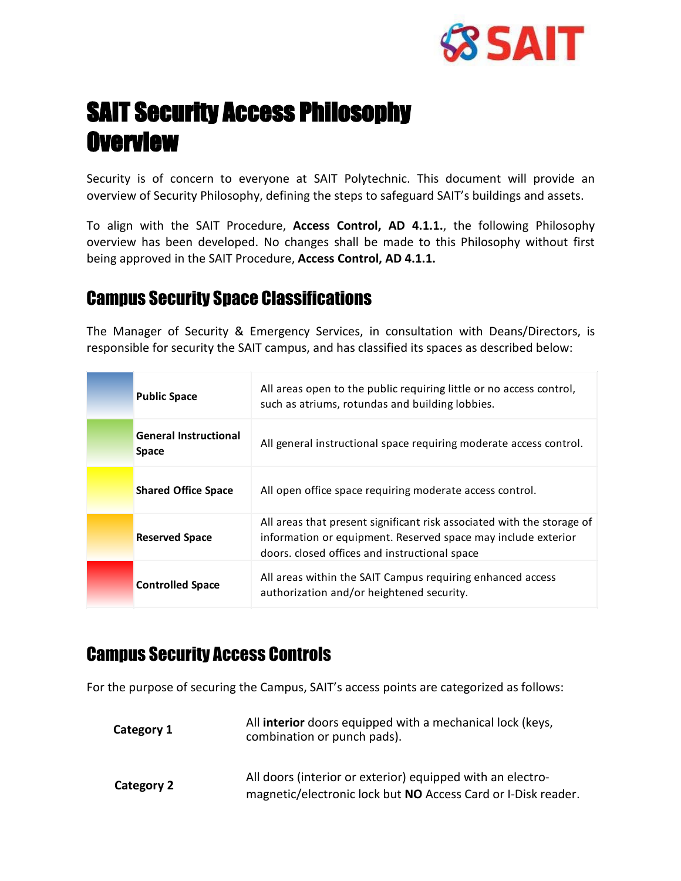# SAIT Security Access Philosophy Overview

Security is of concern to everyone at SAIT Polytechnic. This document will provide an overview of Security Philosophy, defining the steps to safeguard SAIT's buildings and assets.

To align with the SAIT Procedure, **Access Control, AD 4.1.1.**, the following Philosophy overview has been developed. No changes shall be made to this Philosophy without first being approved in the SAIT Procedure, **Access Control, AD 4.1.1.**

## Campus Security Space Classifications

The Manager of Security & Emergency Services, in consultation with Deans/Directors, is responsible for security the SAIT campus, and has classified its spaces as described below:

| | | |
|---|---|---|
| | **Public Space** | All areas open to the public requiring little or no access control, such as atriums, rotundas and building lobbies. |
| | **General Instructional Space** | All general instructional space requiring moderate access control. |
| | **Shared Office Space** | All open office space requiring moderate access control. |
| | **Reserved Space** | All areas that present significant risk associated with the storage of information or equipment. Reserved space may include exterior doors. closed offices and instructional space |
| | **Controlled Space** | All areas within the SAIT Campus requiring enhanced access authorization and/or heightened security. |

## Campus Security Access Controls

For the purpose of securing the Campus, SAIT's access points are categorized as follows:

| | |
|---|---|
| **Category 1** | All **interior** doors equipped with a mechanical lock (keys, combination or punch pads). |
| **Category 2** | All doors (interior or exterior) equipped with an electro-magnetic/electronic lock but **NO** Access Card or I-Disk reader. |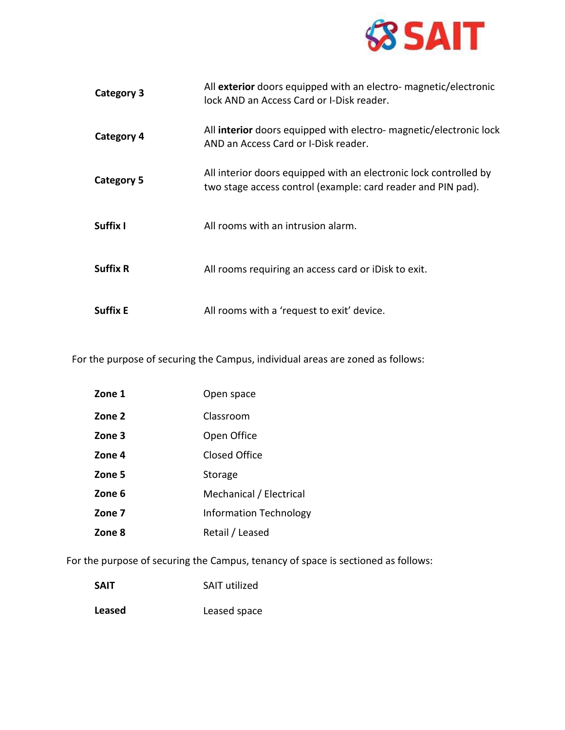| | |
|---|---|
| **Category 3** | All **exterior** doors equipped with an electro- magnetic/electronic lock AND an Access Card or I-Disk reader. |
| **Category 4** | All **interior** doors equipped with electro- magnetic/electronic lock AND an Access Card or I-Disk reader. |
| **Category 5** | All interior doors equipped with an electronic lock controlled by two stage access control (example: card reader and PIN pad). |
| **Suffix I** | All rooms with an intrusion alarm. |
| **Suffix R** | All rooms requiring an access card or iDisk to exit. |
| **Suffix E** | All rooms with a 'request to exit' device. |

For the purpose of securing the Campus, individual areas are zoned as follows:

| | |
|---|---|
| **Zone 1** | Open space |
| **Zone 2** | Classroom |
| **Zone 3** | Open Office |
| **Zone 4** | Closed Office |
| **Zone 5** | Storage |
| **Zone 6** | Mechanical / Electrical |
| **Zone 7** | Information Technology |
| **Zone 8** | Retail / Leased |

For the purpose of securing the Campus, tenancy of space is sectioned as follows:

| | |
|---|---|
| **SAIT** | SAIT utilized |
| **Leased** | Leased space |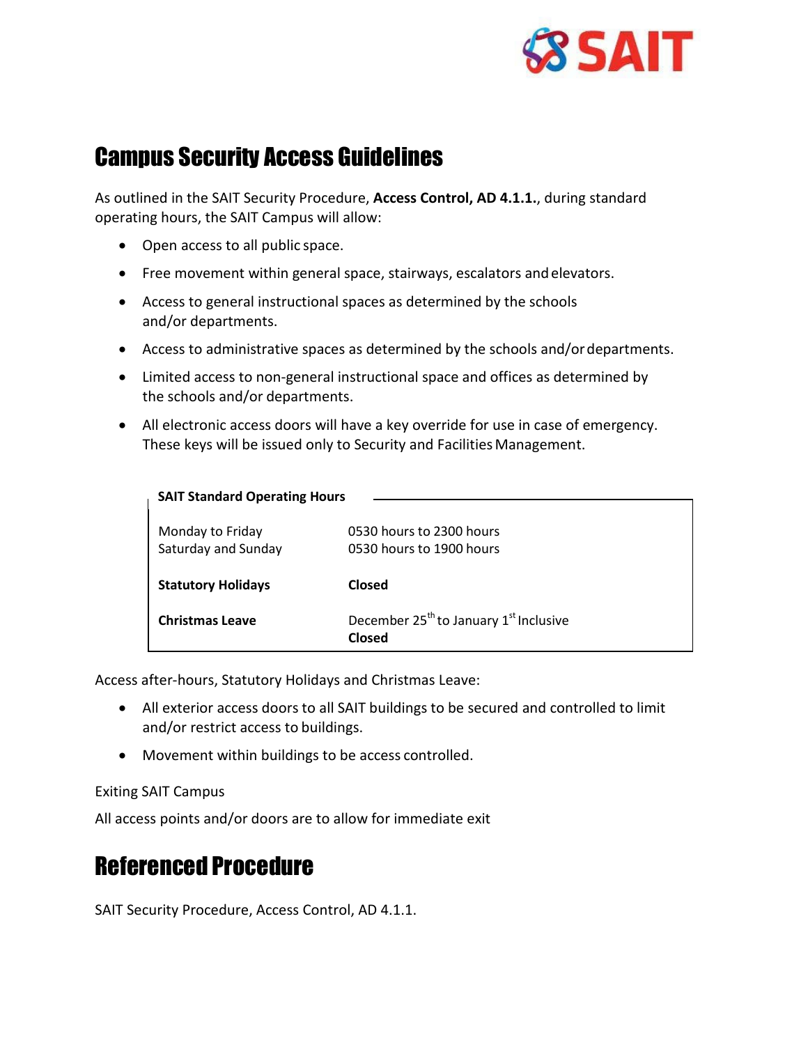## Campus Security Access Guidelines

As outlined in the SAIT Security Procedure, **Access Control, AD 4.1.1.**, during standard operating hours, the SAIT Campus will allow:

- Open access to all public space.
- Free movement within general space, stairways, escalators and elevators.
- Access to general instructional spaces as determined by the schools and/or departments.
- Access to administrative spaces as determined by the schools and/or departments.
- Limited access to non-general instructional space and offices as determined by the schools and/or departments.
- All electronic access doors will have a key override for use in case of emergency. These keys will be issued only to Security and Facilities Management.

| **SAIT Standard Operating Hours** | |
|---|---|
| Monday to Friday | 0530 hours to 2300 hours |
| Saturday and Sunday | 0530 hours to 1900 hours |
| **Statutory Holidays** | **Closed** |
| **Christmas Leave** | December 25th to January 1st Inclusive **Closed** |

Access after-hours, Statutory Holidays and Christmas Leave:

- All exterior access doors to all SAIT buildings to be secured and controlled to limit and/or restrict access to buildings.
- Movement within buildings to be access controlled.

Exiting SAIT Campus

All access points and/or doors are to allow for immediate exit

## Referenced Procedure

SAIT Security Procedure, Access Control, AD 4.1.1.